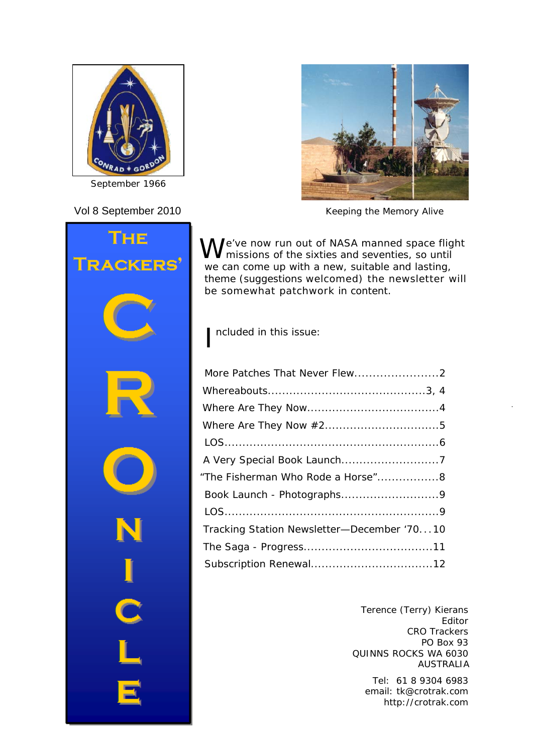September 1966

Vol 8 September 2010

Keeping the Memory Alive

# The Trackers' CRONICLE

We've now run out of NASA manned space flight missions of the sixties and seventies, so until we can come up with a new, suitable and lasting, theme (suggestions welcomed) the newsletter will be somewhat patchwork in content.

Included in this issue:

- More Patches That Never Flew.......................2
- Whereabouts...........................................3, 4
- Where Are They Now....................................4
- Where Are They Now #2................................5
- LOS...........................................................6
- A Very Special Book Launch...........................7
- "The Fisherman Who Rode a Horse".................8
- Book Launch - Photographs...........................9
- LOS...........................................................9
- Tracking Station Newsletter—December '70...10
- The Saga - Progress...................................11
- Subscription Renewal.................................12

Terence (Terry) Kierans  
Editor  
CRO Trackers  
PO Box 93  
QUINNS ROCKS WA 6030  
AUSTRALIA

Tel: 61 8 9304 6983  
email: tk@crotrak.com  
http://crotrak.com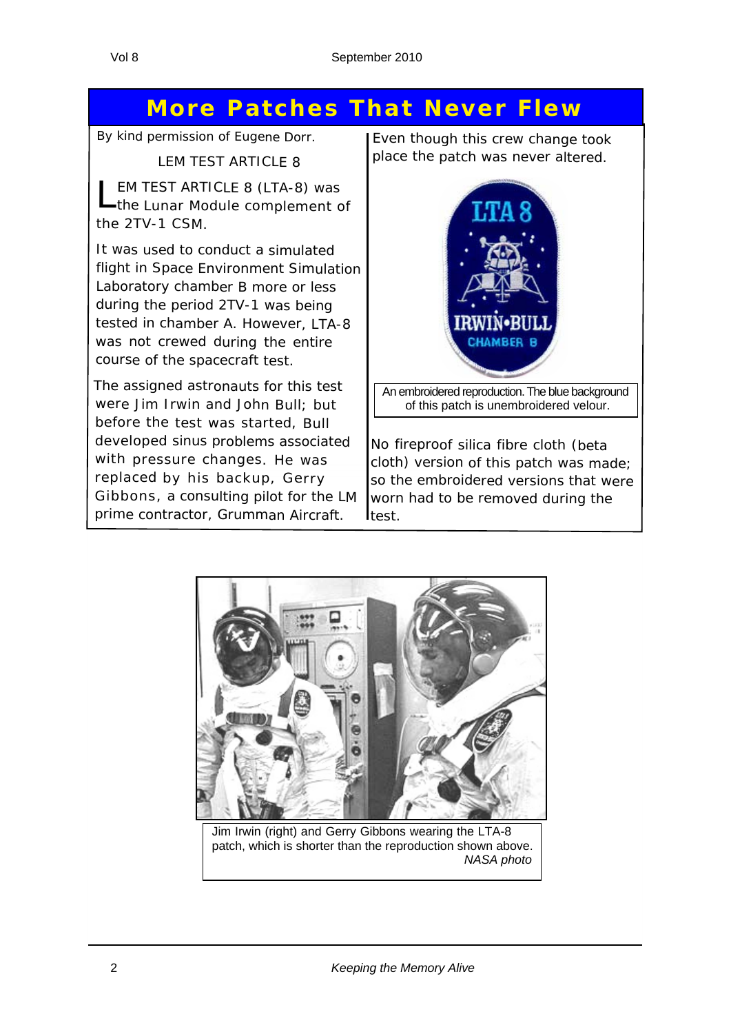# More Patches That Never Flew

By kind permission of Eugene Dorr.

LEM TEST ARTICLE 8

LEM TEST ARTICLE 8 (LTA-8) was the Lunar Module complement of the 2TV-1 CSM.

It was used to conduct a simulated flight in Space Environment Simulation Laboratory chamber B more or less during the period 2TV-1 was being tested in chamber A. However, LTA-8 was not crewed during the entire course of the spacecraft test.

The assigned astronauts for this test were Jim Irwin and John Bull; but before the test was started, Bull developed sinus problems associated with pressure changes. He was replaced by his backup, Gerry Gibbons, a consulting pilot for the LM prime contractor, Grumman Aircraft.

Even though this crew change took place the patch was never altered.

An embroidered reproduction. The blue background of this patch is unembroidered velour.

No fireproof silica fibre cloth (beta cloth) version of this patch was made; so the embroidered versions that were worn had to be removed during the test.

Jim Irwin (right) and Gerry Gibbons wearing the LTA-8 patch, which is shorter than the reproduction shown above. *NASA photo*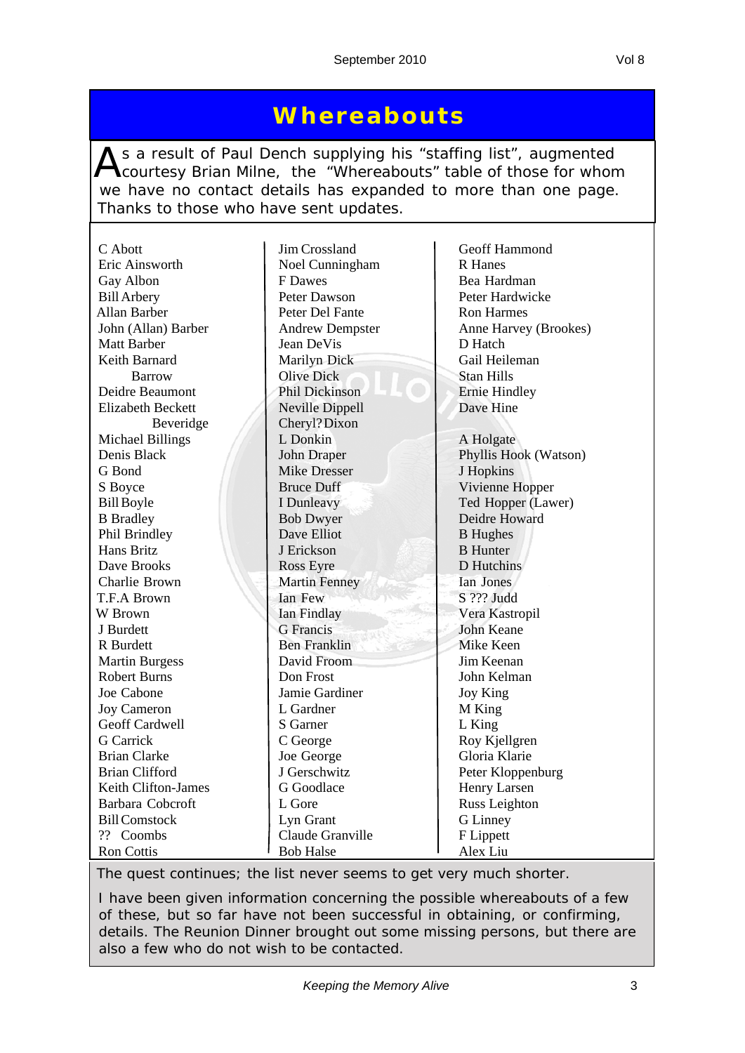# Whereabouts

As a result of Paul Dench supplying his "staffing list", augmented courtesy Brian Milne, the "Whereabouts" table of those for whom we have no contact details has expanded to more than one page. Thanks to those who have sent updates.

C Abott
Eric Ainsworth
Gay Albon
Bill Arbery
Allan Barber
John (Allan) Barber
Matt Barber
Keith Barnard
Barrow
Deidre Beaumont
Elizabeth Beckett
Beveridge
Michael Billings
Denis Black
G Bond
S Boyce
Bill Boyle
B Bradley
Phil Brindley
Hans Britz
Dave Brooks
Charlie Brown
T.F.A Brown
W Brown
J Burdett
R Burdett
Martin Burgess
Robert Burns
Joe Cabone
Joy Cameron
Geoff Cardwell
G Carrick
Brian Clarke
Brian Clifford
Keith Clifton-James
Barbara Cobcroft
Bill Comstock
?? Coombs
Ron Cottis

Jim Crossland
Noel Cunningham
F Dawes
Peter Dawson
Peter Del Fante
Andrew Dempster
Jean DeVis
Marilyn Dick
Olive Dick
Phil Dickinson
Neville Dippell
Cheryl? Dixon
L Donkin
John Draper
Mike Dresser
Bruce Duff
I Dunleavy
Bob Dwyer
Dave Elliot
J Erickson
Ross Eyre
Martin Fenney
Ian Few
Ian Findlay
G Francis
Ben Franklin
David Froom
Don Frost
Jamie Gardiner
L Gardner
S Garner
C George
Joe George
J Gerschwitz
G Goodlace
L Gore
Lyn Grant
Claude Granville
Bob Halse

Geoff Hammond
R Hanes
Bea Hardman
Peter Hardwicke
Ron Harmes
Anne Harvey (Brookes)
D Hatch
Gail Heileman
Stan Hills
Ernie Hindley
Dave Hine

A Holgate
Phyllis Hook (Watson)
J Hopkins
Vivienne Hopper
Ted Hopper (Lawer)
Deidre Howard
B Hughes
B Hunter
D Hutchins
Ian Jones
S ??? Judd
Vera Kastropil
John Keane
Mike Keen
Jim Keenan
John Kelman
Joy King
M King
L King
Roy Kjellgren
Gloria Klarie
Peter Kloppenburg
Henry Larsen
Russ Leighton
G Linney
F Lippett
Alex Liu

The quest continues; the list never seems to get very much shorter.

I have been given information concerning the possible whereabouts of a few of these, but so far have not been successful in obtaining, or confirming, details. The Reunion Dinner brought out some missing persons, but there are also a few who do not wish to be contacted.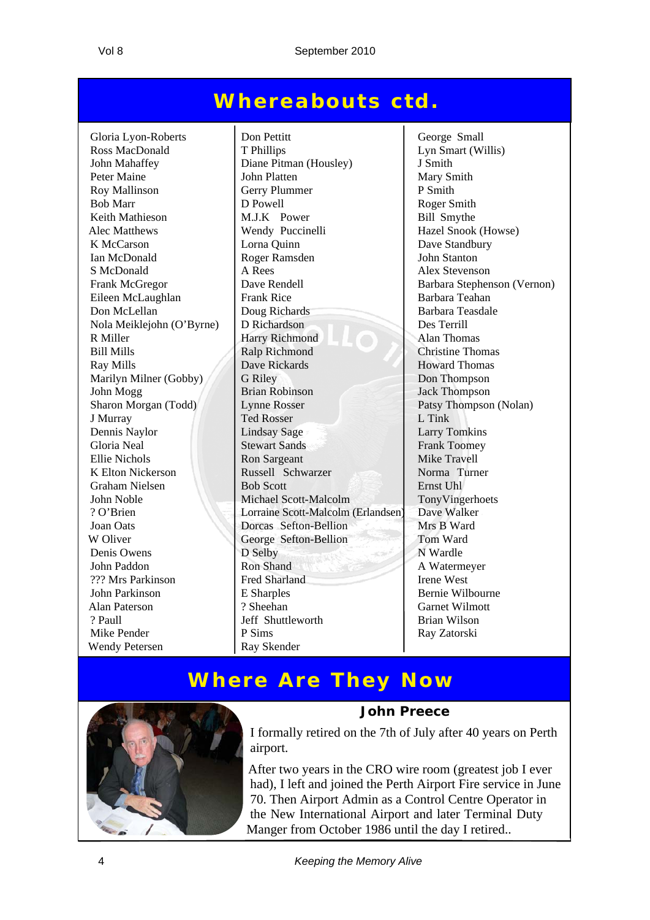# Whereabouts ctd.

Gloria Lyon-Roberts
Ross MacDonald
John Mahaffey
Peter Maine
Roy Mallinson
Bob Marr
Keith Mathieson
Alec Matthews
K McCarson
Ian McDonald
S McDonald
Frank McGregor
Eileen McLaughlan
Don McLellan
Nola Meiklejohn (O'Byrne)
R Miller
Bill Mills
Ray Mills
Marilyn Milner (Gobby)
John Mogg
Sharon Morgan (Todd)
J Murray
Dennis Naylor
Gloria Neal
Ellie Nichols
K Elton Nickerson
Graham Nielsen
John Noble
? O'Brien
Joan Oats
W Oliver
Denis Owens
John Paddon
??? Mrs Parkinson
John Parkinson
Alan Paterson
? Paull
Mike Pender
Wendy Petersen

Don Pettitt
T Phillips
Diane Pitman (Housley)
John Platten
Gerry Plummer
D Powell
M.J.K Power
Wendy Puccinelli
Lorna Quinn
Roger Ramsden
A Rees
Dave Rendell
Frank Rice
Doug Richards
D Richardson
Harry Richmond
Ralp Richmond
Dave Rickards
G Riley
Brian Robinson
Lynne Rosser
Ted Rosser
Lindsay Sage
Stewart Sands
Ron Sargeant
Russell Schwarzer
Bob Scott
Michael Scott-Malcolm
Lorraine Scott-Malcolm (Erlandsen)
Dorcas Sefton-Bellion
George Sefton-Bellion
D Selby
Ron Shand
Fred Sharland
E Sharples
? Sheehan
Jeff Shuttleworth
P Sims
Ray Skender

George Small
Lyn Smart (Willis)
J Smith
Mary Smith
P Smith
Roger Smith
Bill Smythe
Hazel Snook (Howse)
Dave Standbury
John Stanton
Alex Stevenson
Barbara Stephenson (Vernon)
Barbara Teahan
Barbara Teasdale
Des Terrill
Alan Thomas
Christine Thomas
Howard Thomas
Don Thompson
Jack Thompson
Patsy Thompson (Nolan)
L Tink
Larry Tomkins
Frank Toomey
Mike Travell
Norma Turner
Ernst Uhl
TonyVingerhoets
Dave Walker
Mrs B Ward
Tom Ward
N Wardle
A Watermeyer
Irene West
Bernie Wilbourne
Garnet Wilmott
Brian Wilson
Ray Zatorski

# Where Are They Now

### John Preece

I formally retired on the 7th of July after 40 years on Perth airport.

After two years in the CRO wire room (greatest job I ever had), I left and joined the Perth Airport Fire service in June 70. Then Airport Admin as a Control Centre Operator in the New International Airport and later Terminal Duty Manger from October 1986 until the day I retired..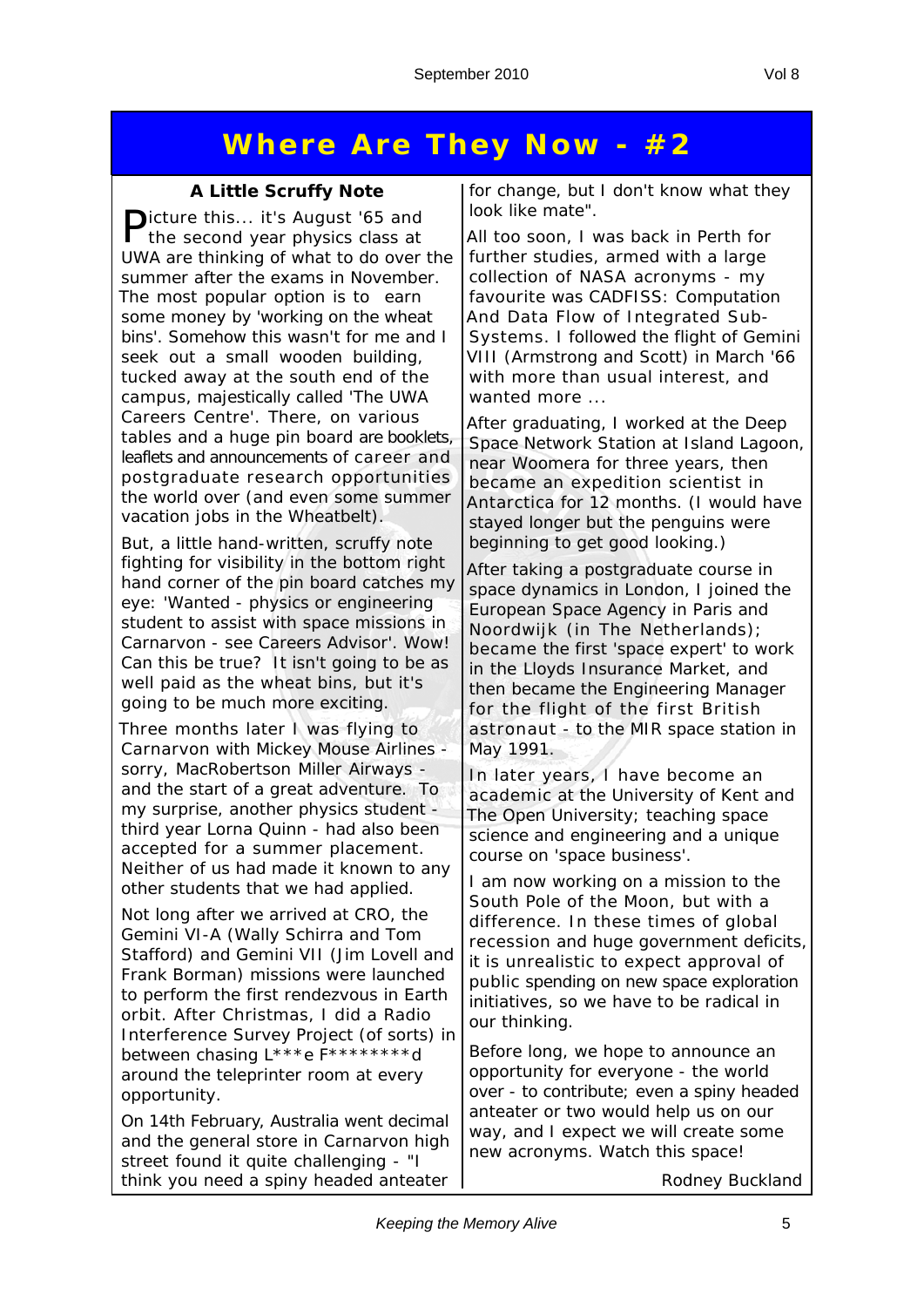# Where Are They Now - #2

### A Little Scruffy Note

Picture this... it's August '65 and the second year physics class at UWA are thinking of what to do over the summer after the exams in November. The most popular option is to earn some money by 'working on the wheat bins'. Somehow this wasn't for me and I seek out a small wooden building, tucked away at the south end of the campus, majestically called 'The UWA Careers Centre'. There, on various tables and a huge pin board are booklets, leaflets and announcements of career and postgraduate research opportunities the world over (and even some summer vacation jobs in the Wheatbelt).

But, a little hand-written, scruffy note fighting for visibility in the bottom right hand corner of the pin board catches my eye: 'Wanted - physics or engineering student to assist with space missions in Carnarvon - see Careers Advisor'. Wow! Can this be true? It isn't going to be as well paid as the wheat bins, but it's going to be much more exciting.

Three months later I was flying to Carnarvon with Mickey Mouse Airlines - sorry, MacRobertson Miller Airways - and the start of a great adventure. To my surprise, another physics student - third year Lorna Quinn - had also been accepted for a summer placement. Neither of us had made it known to any other students that we had applied.

Not long after we arrived at CRO, the Gemini VI-A (Wally Schirra and Tom Stafford) and Gemini VII (Jim Lovell and Frank Borman) missions were launched to perform the first rendezvous in Earth orbit. After Christmas, I did a Radio Interference Survey Project (of sorts) in between chasing L***e F********d around the teleprinter room at every opportunity.

On 14th February, Australia went decimal and the general store in Carnarvon high street found it quite challenging - "I think you need a spiny headed anteater for change, but I don't know what they look like mate".

All too soon, I was back in Perth for further studies, armed with a large collection of NASA acronyms - my favourite was CADFISS: Computation And Data Flow of Integrated Sub-Systems. I followed the flight of Gemini VIII (Armstrong and Scott) in March '66 with more than usual interest, and wanted more ...

After graduating, I worked at the Deep Space Network Station at Island Lagoon, near Woomera for three years, then became an expedition scientist in Antarctica for 12 months. (I would have stayed longer but the penguins were beginning to get good looking.)

After taking a postgraduate course in space dynamics in London, I joined the European Space Agency in Paris and Noordwijk (in The Netherlands); became the first 'space expert' to work in the Lloyds Insurance Market, and then became the Engineering Manager for the flight of the first British astronaut - to the MIR space station in May 1991.

In later years, I have become an academic at the University of Kent and The Open University; teaching space science and engineering and a unique course on 'space business'.

I am now working on a mission to the South Pole of the Moon, but with a difference. In these times of global recession and huge government deficits, it is unrealistic to expect approval of public spending on new space exploration initiatives, so we have to be radical in our thinking.

Before long, we hope to announce an opportunity for everyone - the world over - to contribute; even a spiny headed anteater or two would help us on our way, and I expect we will create some new acronyms. Watch this space!

Rodney Buckland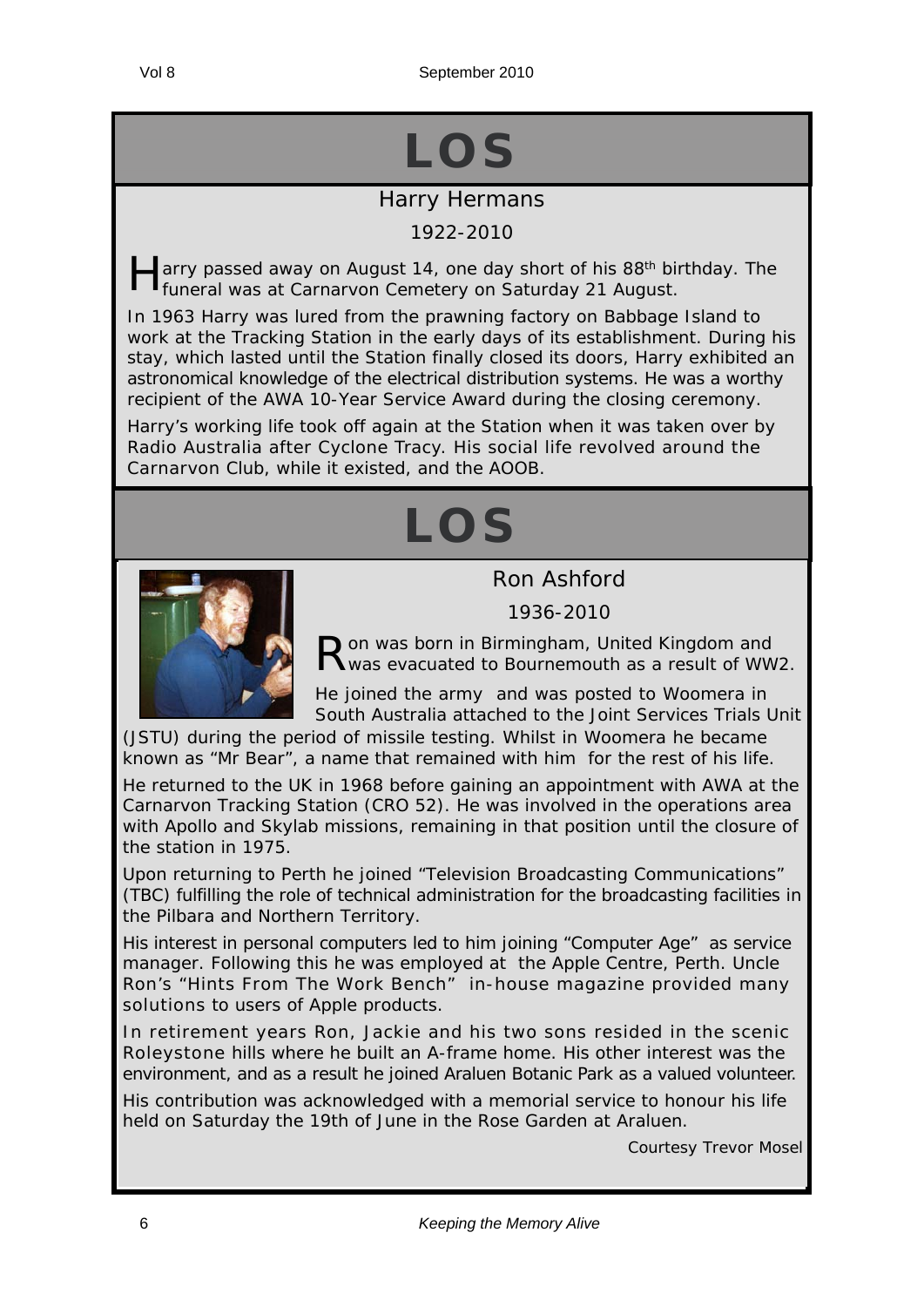# LOS

## Harry Hermans

1922-2010

Harry passed away on August 14, one day short of his 88th birthday. The funeral was at Carnarvon Cemetery on Saturday 21 August.

In 1963 Harry was lured from the prawning factory on Babbage Island to work at the Tracking Station in the early days of its establishment. During his stay, which lasted until the Station finally closed its doors, Harry exhibited an astronomical knowledge of the electrical distribution systems. He was a worthy recipient of the AWA 10-Year Service Award during the closing ceremony.

Harry's working life took off again at the Station when it was taken over by Radio Australia after Cyclone Tracy. His social life revolved around the Carnarvon Club, while it existed, and the AOOB.

# LOS

## Ron Ashford

1936-2010

Ron was born in Birmingham, United Kingdom and was evacuated to Bournemouth as a result of WW2.

He joined the army and was posted to Woomera in South Australia attached to the Joint Services Trials Unit (JSTU) during the period of missile testing. Whilst in Woomera he became known as "Mr Bear", a name that remained with him for the rest of his life.

He returned to the UK in 1968 before gaining an appointment with AWA at the Carnarvon Tracking Station (CRO 52). He was involved in the operations area with Apollo and Skylab missions, remaining in that position until the closure of the station in 1975.

Upon returning to Perth he joined "Television Broadcasting Communications" (TBC) fulfilling the role of technical administration for the broadcasting facilities in the Pilbara and Northern Territory.

His interest in personal computers led to him joining "Computer Age" as service manager. Following this he was employed at the Apple Centre, Perth. Uncle Ron's "Hints From The Work Bench" in-house magazine provided many solutions to users of Apple products.

In retirement years Ron, Jackie and his two sons resided in the scenic Roleystone hills where he built an A-frame home. His other interest was the environment, and as a result he joined Araluen Botanic Park as a valued volunteer.

His contribution was acknowledged with a memorial service to honour his life held on Saturday the 19th of June in the Rose Garden at Araluen.

Courtesy Trevor Mosel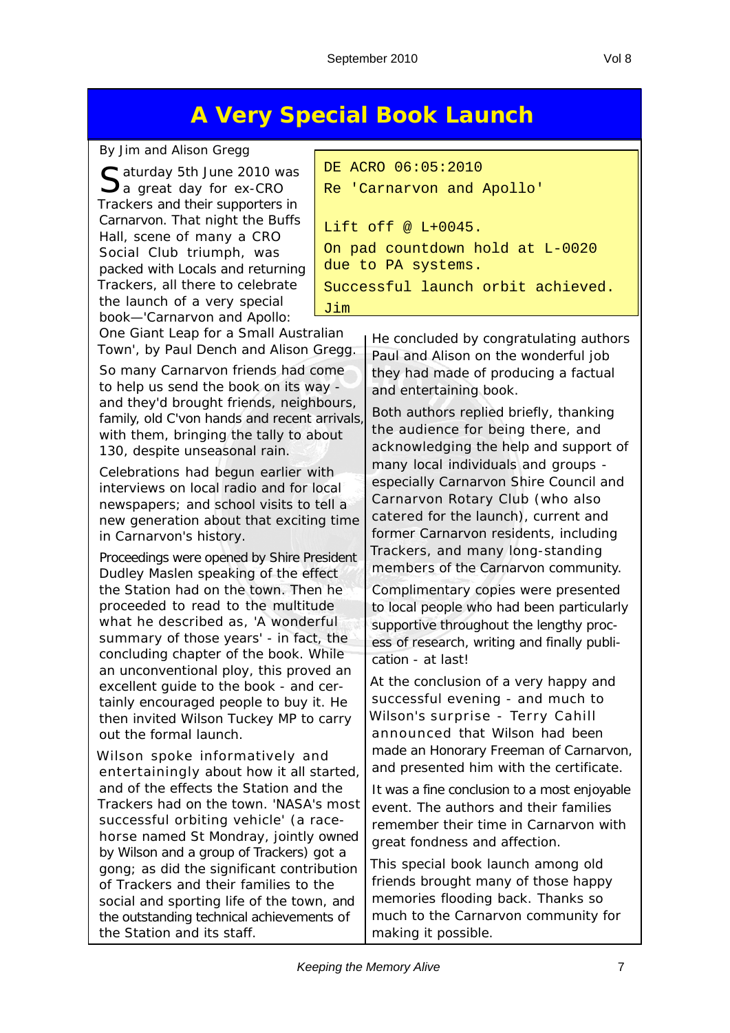# A Very Special Book Launch

By Jim and Alison Gregg

```
DE ACRO 06:05:2010
Re 'Carnarvon and Apollo'

Lift off @ L+0045.
On pad countdown hold at L-0020
due to PA systems.
Successful launch orbit achieved.
Jim
```

Saturday 5th June 2010 was a great day for ex-CRO Trackers and their supporters in Carnarvon. That night the Buffs Hall, scene of many a CRO Social Club triumph, was packed with Locals and returning Trackers, all there to celebrate the launch of a very special book—'Carnarvon and Apollo: One Giant Leap for a Small Australian Town', by Paul Dench and Alison Gregg.

So many Carnarvon friends had come to help us send the book on its way - and they'd brought friends, neighbours, family, old C'von hands and recent arrivals, with them, bringing the tally to about 130, despite unseasonal rain.

Celebrations had begun earlier with interviews on local radio and for local newspapers; and school visits to tell a new generation about that exciting time in Carnarvon's history.

Proceedings were opened by Shire President Dudley Maslen speaking of the effect the Station had on the town. Then he proceeded to read to the multitude what he described as, 'A wonderful summary of those years' - in fact, the concluding chapter of the book. While an unconventional ploy, this proved an excellent guide to the book - and certainly encouraged people to buy it. He then invited Wilson Tuckey MP to carry out the formal launch.

Wilson spoke informatively and entertainingly about how it all started, and of the effects the Station and the Trackers had on the town. 'NASA's most successful orbiting vehicle' (a racehorse named St Mondray, jointly owned by Wilson and a group of Trackers) got a gong; as did the significant contribution of Trackers and their families to the social and sporting life of the town, and the outstanding technical achievements of the Station and its staff.

He concluded by congratulating authors Paul and Alison on the wonderful job they had made of producing a factual and entertaining book.

Both authors replied briefly, thanking the audience for being there, and acknowledging the help and support of many local individuals and groups - especially Carnarvon Shire Council and Carnarvon Rotary Club (who also catered for the launch), current and former Carnarvon residents, including Trackers, and many long-standing members of the Carnarvon community.

Complimentary copies were presented to local people who had been particularly supportive throughout the lengthy process of research, writing and finally publication - at last!

At the conclusion of a very happy and successful evening - and much to Wilson's surprise - Terry Cahill announced that Wilson had been made an Honorary Freeman of Carnarvon, and presented him with the certificate.

It was a fine conclusion to a most enjoyable event. The authors and their families remember their time in Carnarvon with great fondness and affection.

This special book launch among old friends brought many of those happy memories flooding back. Thanks so much to the Carnarvon community for making it possible.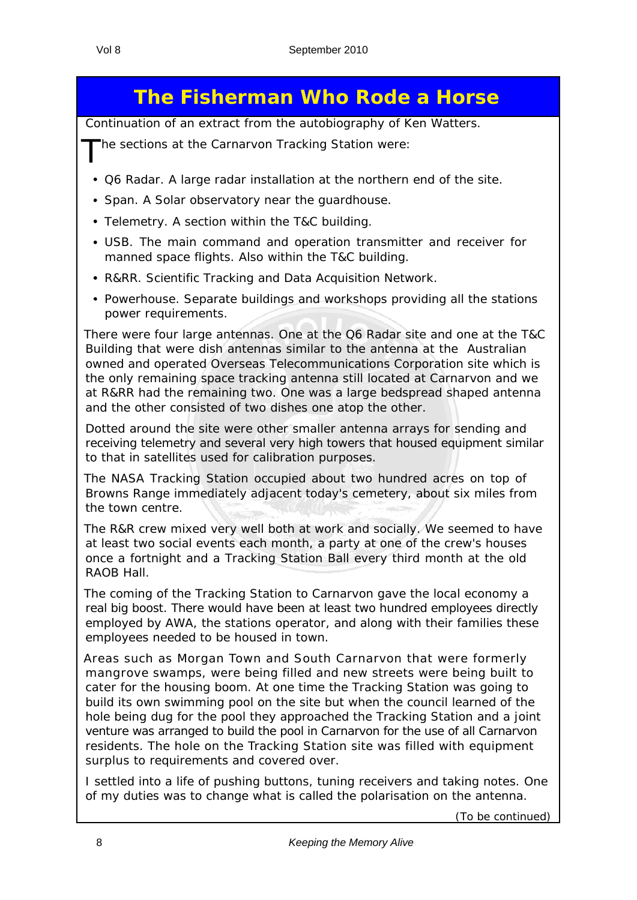# The Fisherman Who Rode a Horse

Continuation of an extract from the autobiography of Ken Watters.

The sections at the Carnarvon Tracking Station were:

- Q6 Radar. A large radar installation at the northern end of the site.
- Span. A Solar observatory near the guardhouse.
- Telemetry. A section within the T&C building.
- USB. The main command and operation transmitter and receiver for manned space flights. Also within the T&C building.
- R&RR. Scientific Tracking and Data Acquisition Network.
- Powerhouse. Separate buildings and workshops providing all the stations power requirements.

There were four large antennas. One at the Q6 Radar site and one at the T&C Building that were dish antennas similar to the antenna at the Australian owned and operated Overseas Telecommunications Corporation site which is the only remaining space tracking antenna still located at Carnarvon and we at R&RR had the remaining two. One was a large bedspread shaped antenna and the other consisted of two dishes one atop the other.

Dotted around the site were other smaller antenna arrays for sending and receiving telemetry and several very high towers that housed equipment similar to that in satellites used for calibration purposes.

The NASA Tracking Station occupied about two hundred acres on top of Browns Range immediately adjacent today's cemetery, about six miles from the town centre.

The R&R crew mixed very well both at work and socially. We seemed to have at least two social events each month, a party at one of the crew's houses once a fortnight and a Tracking Station Ball every third month at the old RAOB Hall.

The coming of the Tracking Station to Carnarvon gave the local economy a real big boost. There would have been at least two hundred employees directly employed by AWA, the stations operator, and along with their families these employees needed to be housed in town.

Areas such as Morgan Town and South Carnarvon that were formerly mangrove swamps, were being filled and new streets were being built to cater for the housing boom. At one time the Tracking Station was going to build its own swimming pool on the site but when the council learned of the hole being dug for the pool they approached the Tracking Station and a joint venture was arranged to build the pool in Carnarvon for the use of all Carnarvon residents. The hole on the Tracking Station site was filled with equipment surplus to requirements and covered over.

I settled into a life of pushing buttons, tuning receivers and taking notes. One of my duties was to change what is called the polarisation on the antenna.

*(To be continued)*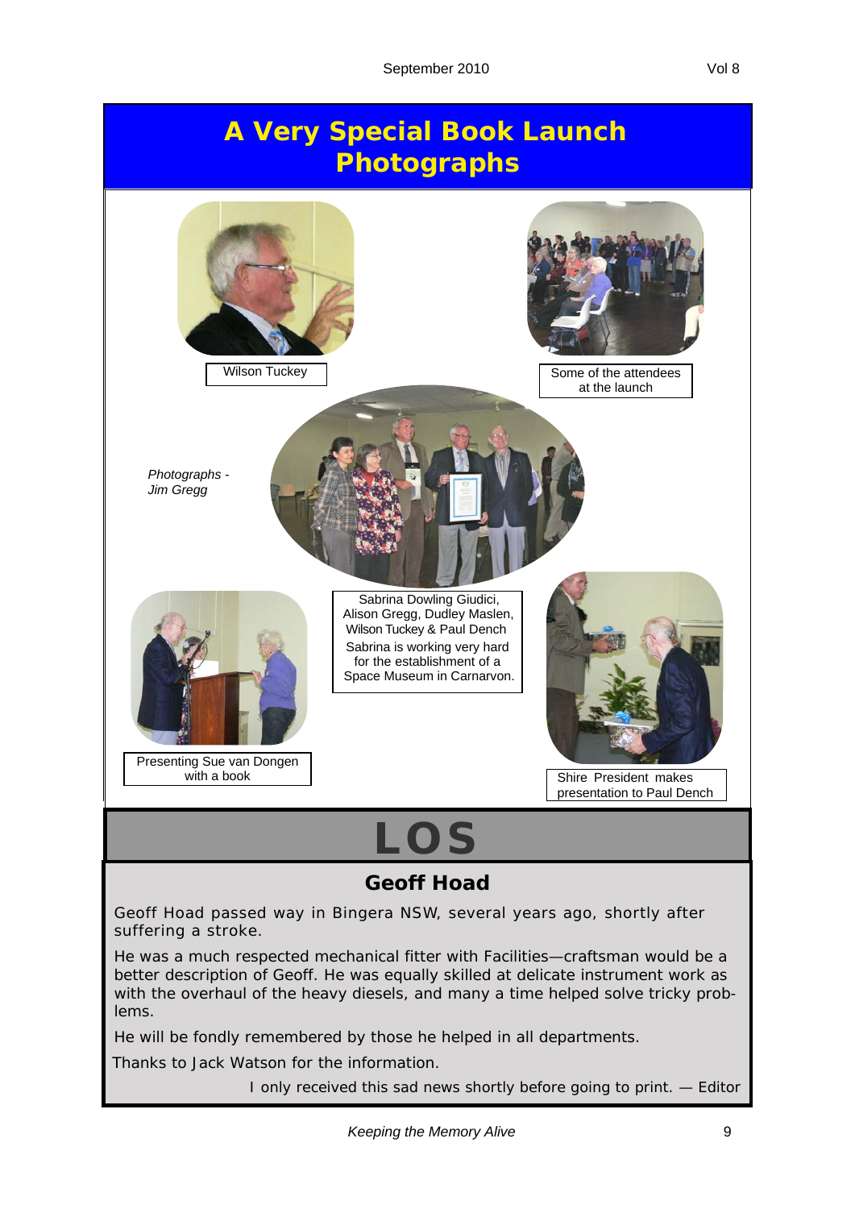# A Very Special Book Launch Photographs

Wilson Tuckey

Some of the attendees at the launch

*Photographs - Jim Gregg*

Sabrina Dowling Giudici, Alison Gregg, Dudley Maslen, Wilson Tuckey & Paul Dench

Sabrina is working very hard for the establishment of a Space Museum in Carnarvon.

Presenting Sue van Dongen with a book

Shire President makes presentation to Paul Dench

# LOS

## Geoff Hoad

Geoff Hoad passed way in Bingera NSW, several years ago, shortly after suffering a stroke.

He was a much respected mechanical fitter with Facilities—craftsman would be a better description of Geoff. He was equally skilled at delicate instrument work as with the overhaul of the heavy diesels, and many a time helped solve tricky problems.

He will be fondly remembered by those he helped in all departments.

Thanks to Jack Watson for the information.

I only received this sad news shortly before going to print. — Editor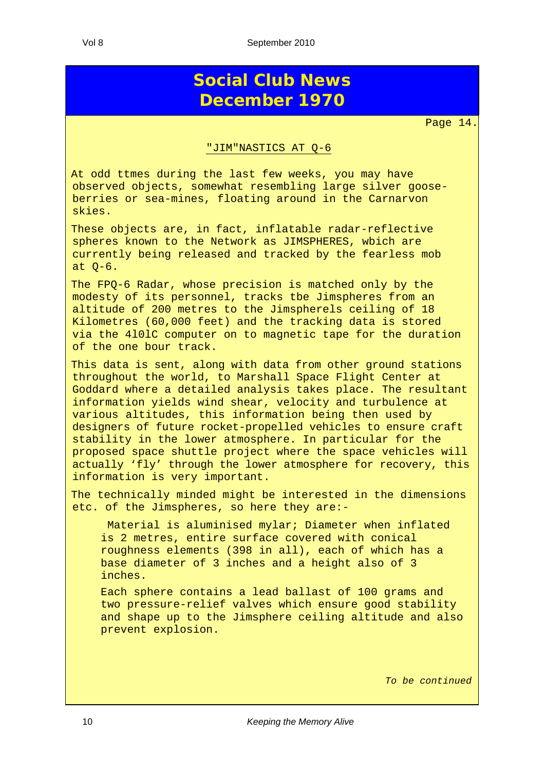# Social Club News
# December 1970

Page 14.

## "JIM"NASTICS AT Q-6

At odd ttmes during the last few weeks, you may have observed objects, somewhat resembling large silver gooseberries or sea-mines, floating around in the Carnarvon skies.

These objects are, in fact, inflatable radar-reflective spheres known to the Network as JIMSPHERES, wbich are currently being released and tracked by the fearless mob at Q-6.

The FPQ-6 Radar, whose precision is matched only by the modesty of its personnel, tracks tbe Jimspheres from an altitude of 200 metres to the Jimspherels ceiling of 18 Kilometres (60,000 feet) and the tracking data is stored via the 4l0lC computer on to magnetic tape for the duration of the one bour track.

This data is sent, along with data from other ground stations throughout the world, to Marshall Space Flight Center at Goddard where a detailed analysis takes place. The resultant information yields wind shear, velocity and turbulence at various altitudes, this information being then used by designers of future rocket-propelled vehicles to ensure craft stability in the lower atmosphere. In particular for the proposed space shuttle project where the space vehicles will actually 'fly' through the lower atmosphere for recovery, this information is very important.

The technically minded might be interested in the dimensions etc. of the Jimspheres, so here they are:-

> Material is aluminised mylar; Diameter when inflated is 2 metres, entire surface covered with conical roughness elements (398 in all), each of which has a base diameter of 3 inches and a height also of 3 inches.
>
> Each sphere contains a lead ballast of 100 grams and two pressure-relief valves which ensure good stability and shape up to the Jimsphere ceiling altitude and also prevent explosion.

*To be continued*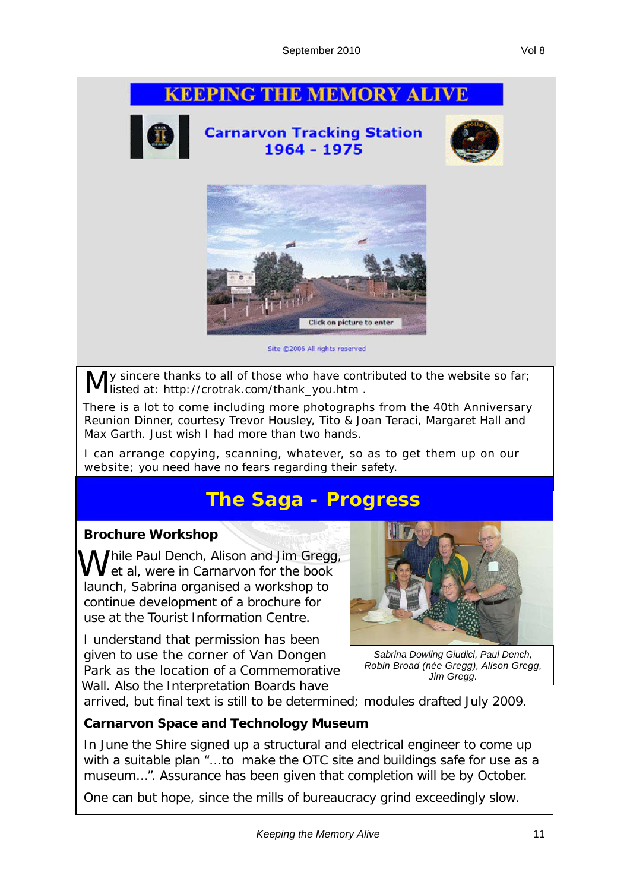# KEEPING THE MEMORY ALIVE

## Carnarvon Tracking Station 1964 - 1975

Click on picture to enter

Site ©2006 All rights reserved

My sincere thanks to all of those who have contributed to the website so far; listed at: http://crotrak.com/thank_you.htm .

There is a lot to come including more photographs from the 40th Anniversary Reunion Dinner, courtesy Trevor Housley, Tito & Joan Teraci, Margaret Hall and Max Garth. Just wish I had more than two hands.

I can arrange copying, scanning, whatever, so as to get them up on our website; you need have no fears regarding their safety.

## The Saga - Progress

### Brochure Workshop

While Paul Dench, Alison and Jim Gregg, et al, were in Carnarvon for the book launch, Sabrina organised a workshop to continue development of a brochure for use at the Tourist Information Centre.

*Sabrina Dowling Giudici, Paul Dench, Robin Broad (née Gregg), Alison Gregg, Jim Gregg.*

I understand that permission has been given to use the corner of Van Dongen Park as the location of a Commemorative Wall. Also the Interpretation Boards have arrived, but final text is still to be determined; modules drafted July 2009.

### Carnarvon Space and Technology Museum

In June the Shire signed up a structural and electrical engineer to come up with a suitable plan "...to make the OTC site and buildings safe for use as a museum...". Assurance has been given that completion will be by October.

One can but hope, since the mills of bureaucracy grind exceedingly slow.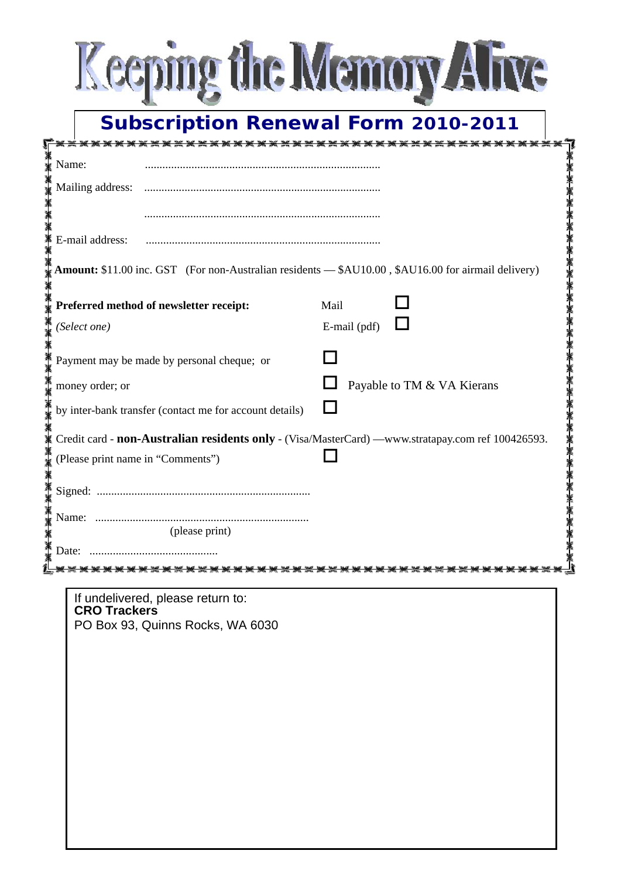# Keeping the Memory Alive

## Subscription Renewal Form 2010-2011

Name: ................................................................................

Mailing address: ................................................................................

................................................................................

E-mail address: ................................................................................

**Amount:** $11.00 inc. GST (For non-Australian residents — $AU10.00 , $AU16.00 for airmail delivery)

**Preferred method of newsletter receipt:** Mail ☐

*(Select one)* E-mail (pdf) ☐

Payment may be made by personal cheque; or ☐

money order; or ☐ Payable to TM & VA Kierans

by inter-bank transfer (contact me for account details) ☐

Credit card - **non-Australian residents only** - (Visa/MasterCard) —www.stratapay.com ref 100426593.
(Please print name in "Comments") ☐

Signed: .........................................................................

Name: .........................................................................
(please print)

Date: ............................................

If undelivered, please return to:
**CRO Trackers**
PO Box 93, Quinns Rocks, WA 6030